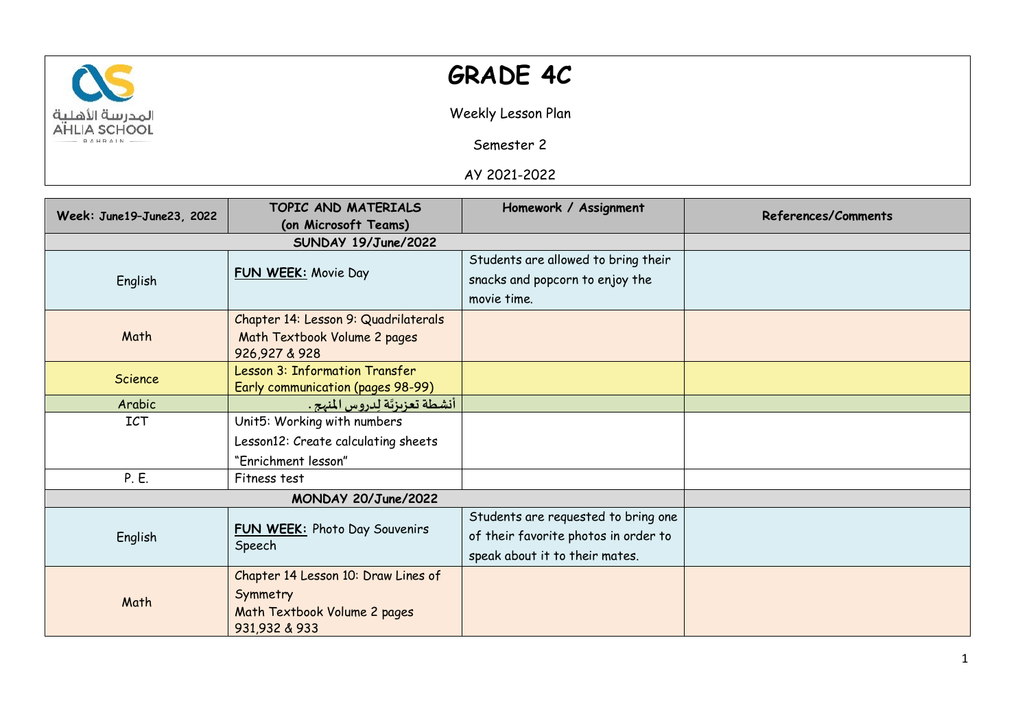# GRADE 4C

Weekly Lesson Plan

Semester 2

AY 2021-2022

| Week: June19–June23, 2022 | TOPIC AND MATERIALS (on Microsoft Teams) | Homework / Assignment | References/Comments |
|---|---|---|---|
| **SUNDAY 19/June/2022** | | | |
| English | **FUN WEEK:** Movie Day | Students are allowed to bring their snacks and popcorn to enjoy the movie time. | |
| Math | Chapter 14: Lesson 9: Quadrilaterals Math Textbook Volume 2 pages 926,927 & 928 | | |
| Science | Lesson 3: Information Transfer Early communication (pages 98-99) | | |
| Arabic | أنشطة تعزيزيَّة لِدروس المنهج . | | |
| ICT | Unit5: Working with numbers Lesson12: Create calculating sheets "Enrichment lesson" | | |
| P. E. | Fitness test | | |
| **MONDAY 20/June/2022** | | | |
| English | **FUN WEEK:** Photo Day Souvenirs Speech | Students are requested to bring one of their favorite photos in order to speak about it to their mates. | |
| Math | Chapter 14 Lesson 10: Draw Lines of Symmetry Math Textbook Volume 2 pages 931,932 & 933 | | |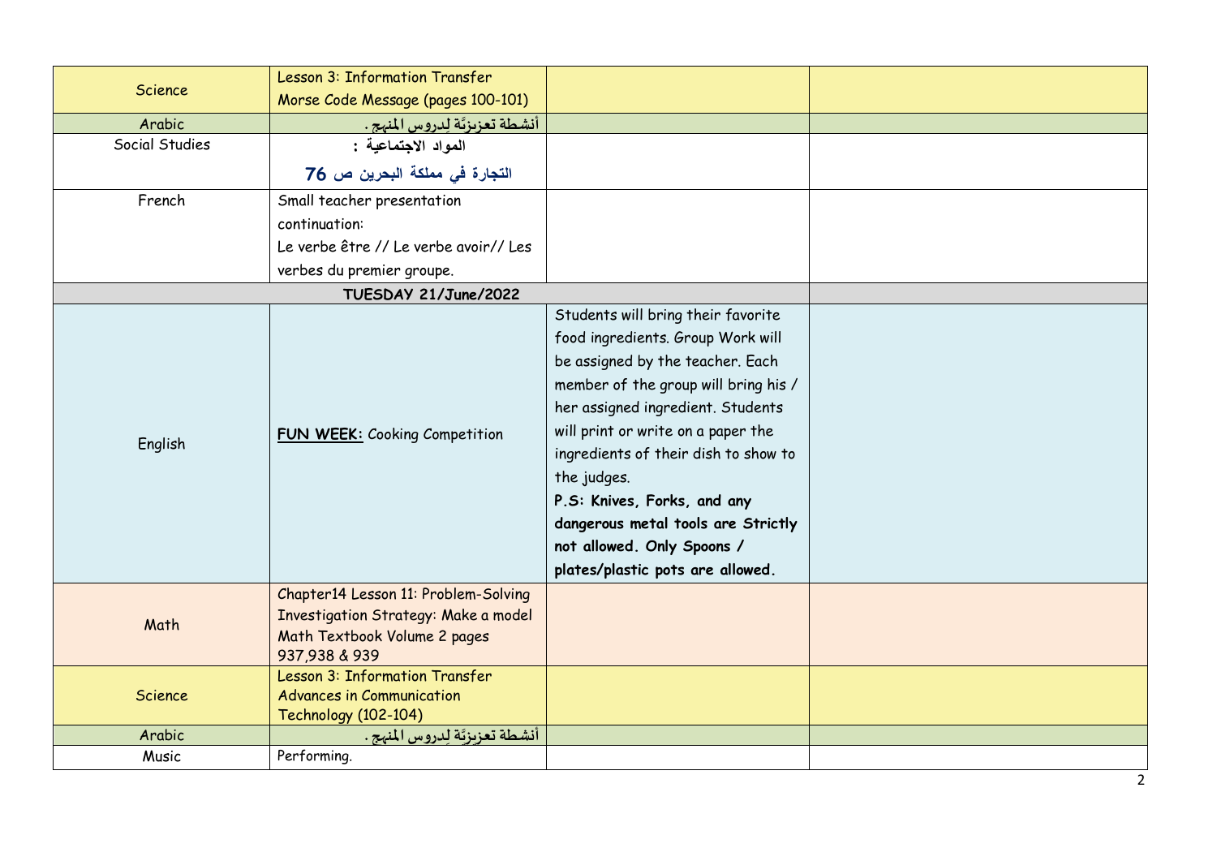| | | | |
|---|---|---|---|
| Science | Lesson 3: Information Transfer Morse Code Message (pages 100-101) | | |
| Arabic | أنشطة تعزيزيَّة لِدروس المنهج. | | |
| Social Studies | المواد الاجتماعية : التجارة في مملكة البحرين ص 76 | | |
| French | Small teacher presentation continuation: Le verbe être // Le verbe avoir// Les verbes du premier groupe. | | |
| **TUESDAY 21/June/2022** | | | |
| English | **FUN WEEK:** Cooking Competition | Students will bring their favorite food ingredients. Group Work will be assigned by the teacher. Each member of the group will bring his / her assigned ingredient. Students will print or write on a paper the ingredients of their dish to show to the judges. **P.S: Knives, Forks, and any dangerous metal tools are Strictly not allowed. Only Spoons / plates/plastic pots are allowed.** | |
| Math | Chapter14 Lesson 11: Problem-Solving Investigation Strategy: Make a model Math Textbook Volume 2 pages 937,938 & 939 | | |
| Science | Lesson 3: Information Transfer Advances in Communication Technology (102-104) | | |
| Arabic | أنشطة تعزيزيَّة لِدروس المنهج. | | |
| Music | Performing. | | |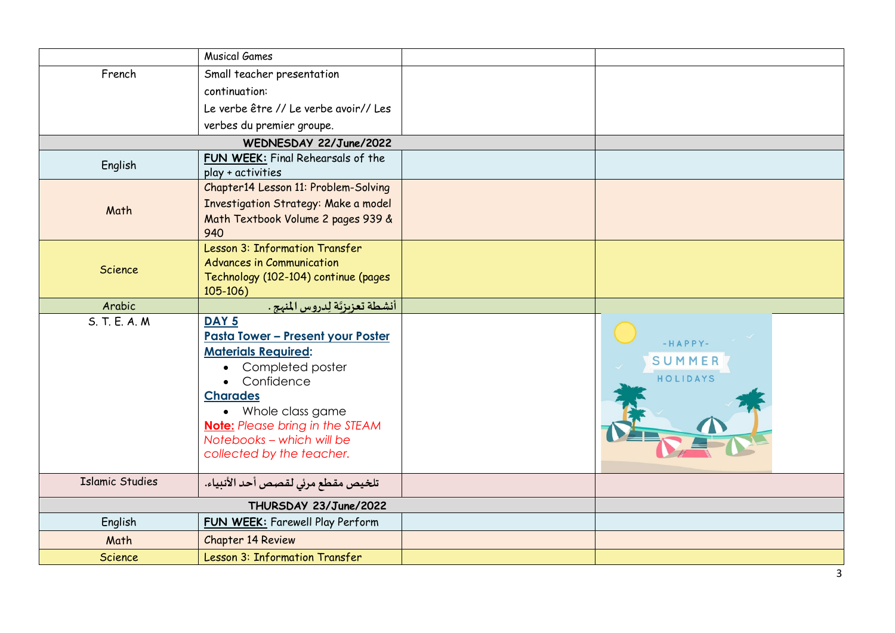|  |  |  |  |
|---|---|---|---|
|  | Musical Games |  |  |
| French | Small teacher presentation continuation: Le verbe être // Le verbe avoir// Les verbes du premier groupe. |  |  |
| **WEDNESDAY 22/June/2022** |  |  |  |
| English | **FUN WEEK:** Final Rehearsals of the play + activities |  |  |
| Math | Chapter14 Lesson 11: Problem-Solving Investigation Strategy: Make a model Math Textbook Volume 2 pages 939 & 940 |  |  |
| Science | Lesson 3: Information Transfer Advances in Communication Technology (102-104) continue (pages 105-106) |  |  |
| Arabic | أنشطة تعزيزيّة لِدروس المنهج . |  |  |
| S. T. E. A. M | **DAY 5**<br>**Pasta Tower – Present your Poster**<br>**Materials Required:**<br>• Completed poster<br>• Confidence<br>**Charades**<br>• Whole class game<br>**Note:** *Please bring in the STEAM Notebooks – which will be collected by the teacher.* |  | -HAPPY- SUMMER HOLIDAYS |
| Islamic Studies | تلخيص مقطع مرئي لقصص أحد الأنبياء. |  |  |
| **THURSDAY 23/June/2022** |  |  |  |
| English | **FUN WEEK:** Farewell Play Perform |  |  |
| Math | Chapter 14 Review |  |  |
| Science | Lesson 3: Information Transfer |  |  |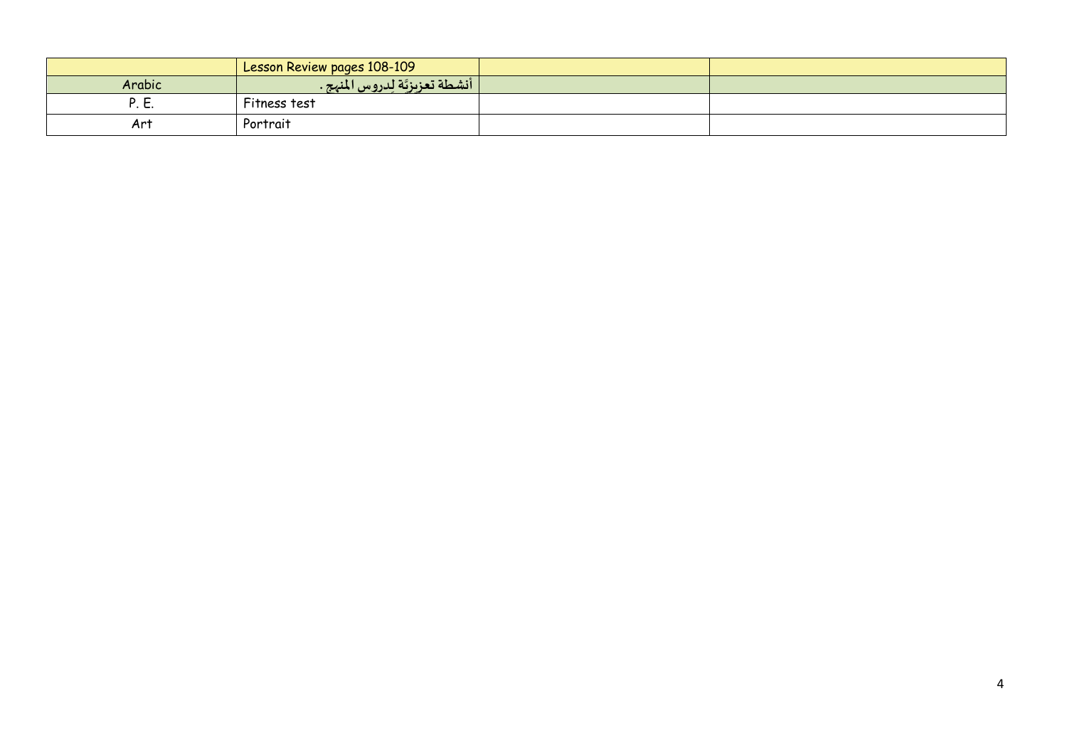| | | | |
|---|---|---|---|
| | Lesson Review pages 108-109 | | |
| Arabic | أنشطة تعزيزيّة لِدروس المنهج . | | |
| P. E. | Fitness test | | |
| Art | Portrait | | |